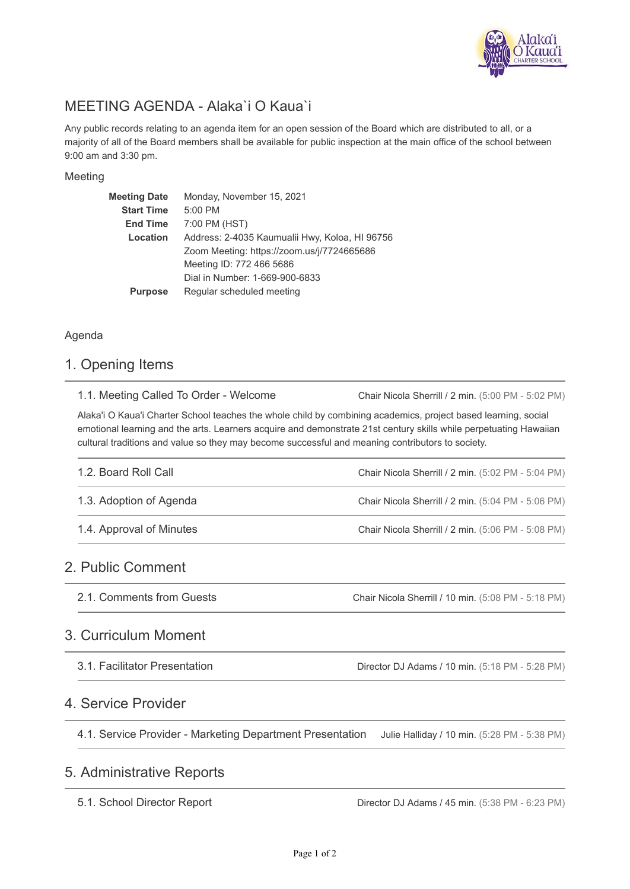# MEETING AGENDA - Alaka`i O Kaua`i

Any public records relating to an agenda item for an open session of the Board which are distributed to all, or a majority of all of the Board members shall be available for public inspection at the main office of the school between 9:00 am and 3:30 pm.

## Meeting

| | |
|---|---|
| **Meeting Date** | Monday, November 15, 2021 |
| **Start Time** | 5:00 PM |
| **End Time** | 7:00 PM (HST) |
| **Location** | Address: 2-4035 Kaumualii Hwy, Koloa, HI 96756<br>Zoom Meeting: https://zoom.us/j/7724665686<br>Meeting ID: 772 466 5686<br>Dial in Number: 1-669-900-6833 |
| **Purpose** | Regular scheduled meeting |

## Agenda

## 1. Opening Items

**1.1. Meeting Called To Order - Welcome** — Chair Nicola Sherrill / 2 min. (5:00 PM - 5:02 PM)

Alaka'i O Kaua'i Charter School teaches the whole child by combining academics, project based learning, social emotional learning and the arts. Learners acquire and demonstrate 21st century skills while perpetuating Hawaiian cultural traditions and value so they may become successful and meaning contributors to society.

**1.2. Board Roll Call** — Chair Nicola Sherrill / 2 min. (5:02 PM - 5:04 PM)

**1.3. Adoption of Agenda** — Chair Nicola Sherrill / 2 min. (5:04 PM - 5:06 PM)

**1.4. Approval of Minutes** — Chair Nicola Sherrill / 2 min. (5:06 PM - 5:08 PM)

## 2. Public Comment

**2.1. Comments from Guests** — Chair Nicola Sherrill / 10 min. (5:08 PM - 5:18 PM)

## 3. Curriculum Moment

**3.1. Facilitator Presentation** — Director DJ Adams / 10 min. (5:18 PM - 5:28 PM)

## 4. Service Provider

**4.1. Service Provider - Marketing Department Presentation** — Julie Halliday / 10 min. (5:28 PM - 5:38 PM)

## 5. Administrative Reports

**5.1. School Director Report** — Director DJ Adams / 45 min. (5:38 PM - 6:23 PM)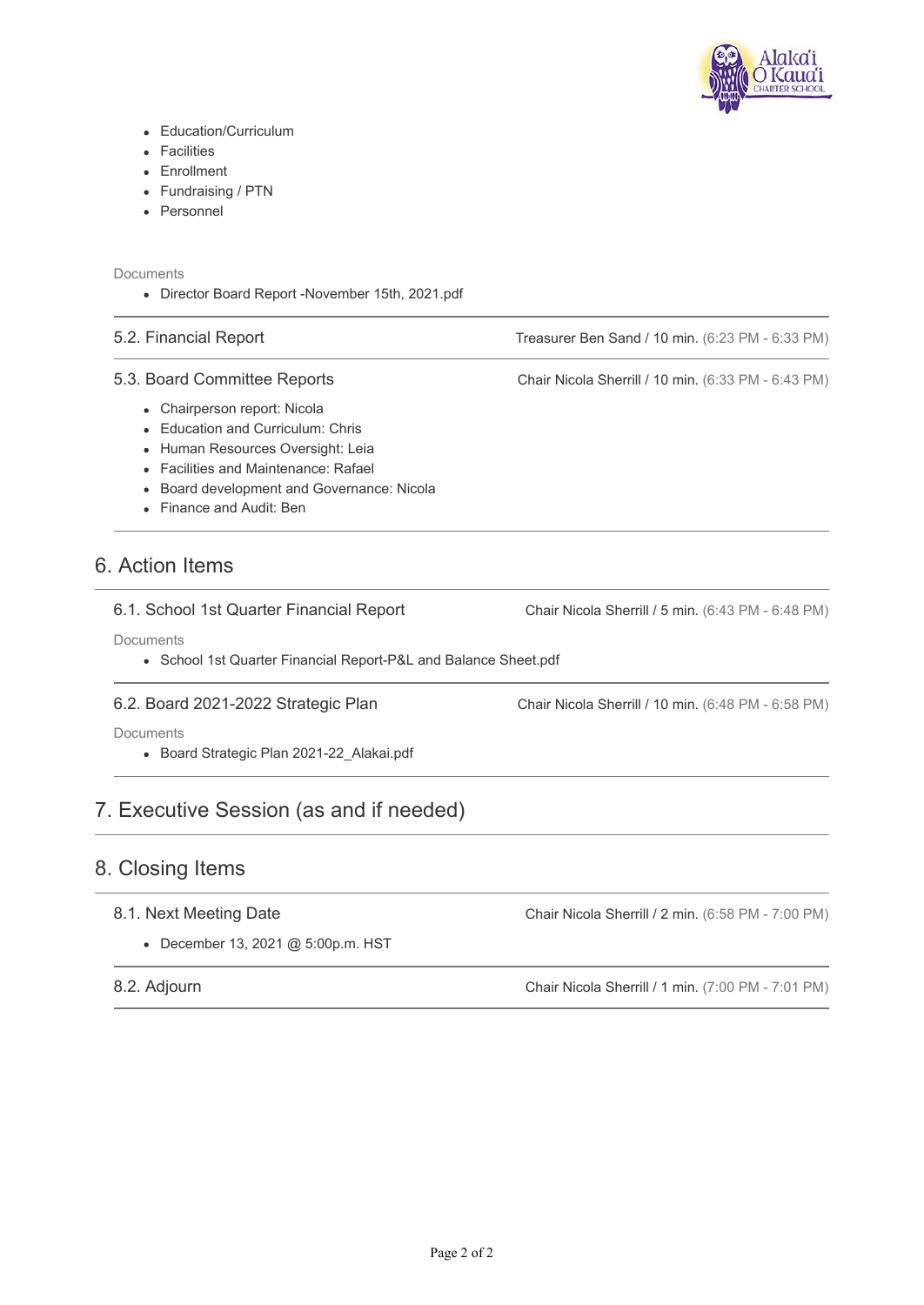- Education/Curriculum
- Facilities
- Enrollment
- Fundraising / PTN
- Personnel

Documents

- Director Board Report -November 15th, 2021.pdf

### 5.2. Financial Report

Treasurer Ben Sand / 10 min. (6:23 PM - 6:33 PM)

### 5.3. Board Committee Reports

Chair Nicola Sherrill / 10 min. (6:33 PM - 6:43 PM)

- Chairperson report: Nicola
- Education and Curriculum: Chris
- Human Resources Oversight: Leia
- Facilities and Maintenance: Rafael
- Board development and Governance: Nicola
- Finance and Audit: Ben

## 6. Action Items

### 6.1. School 1st Quarter Financial Report

Chair Nicola Sherrill / 5 min. (6:43 PM - 6:48 PM)

Documents

- School 1st Quarter Financial Report-P&L and Balance Sheet.pdf

### 6.2. Board 2021-2022 Strategic Plan

Chair Nicola Sherrill / 10 min. (6:48 PM - 6:58 PM)

Documents

- Board Strategic Plan 2021-22_Alakai.pdf

## 7. Executive Session (as and if needed)

## 8. Closing Items

### 8.1. Next Meeting Date

Chair Nicola Sherrill / 2 min. (6:58 PM - 7:00 PM)

- December 13, 2021 @ 5:00p.m. HST

### 8.2. Adjourn

Chair Nicola Sherrill / 1 min. (7:00 PM - 7:01 PM)